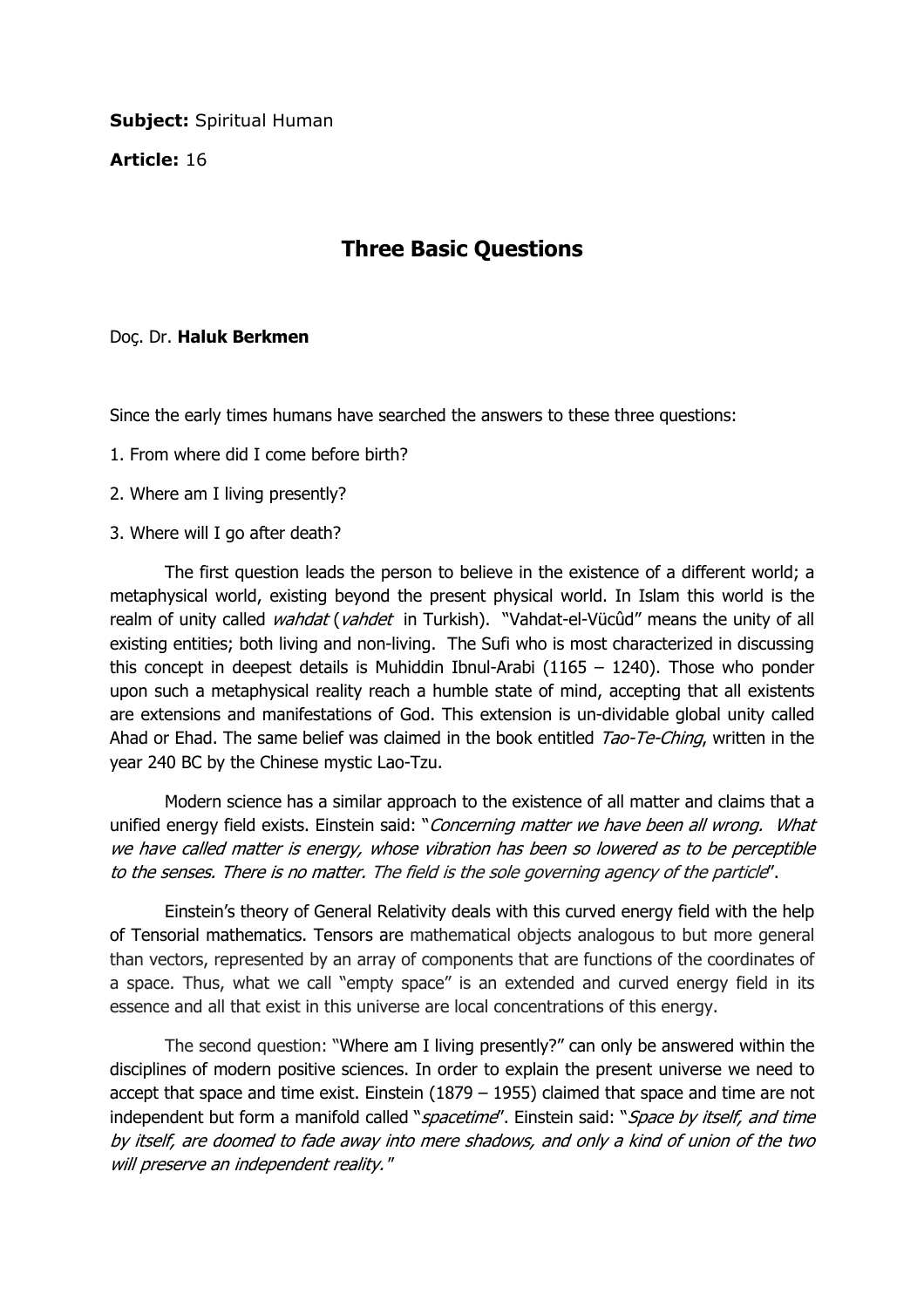**Subject:** Spiritual Human

**Article:** 16

# Three Basic Questions

Doç. Dr. **Haluk Berkmen**

Since the early times humans have searched the answers to these three questions:

1. From where did I come before birth?

2. Where am I living presently?

3. Where will I go after death?

The first question leads the person to believe in the existence of a different world; a metaphysical world, existing beyond the present physical world. In Islam this world is the realm of unity called *wahdat* (*vahdet* in Turkish). "Vahdat-el-Vücûd" means the unity of all existing entities; both living and non-living. The Sufi who is most characterized in discussing this concept in deepest details is Muhiddin Ibnul-Arabi (1165 – 1240). Those who ponder upon such a metaphysical reality reach a humble state of mind, accepting that all existents are extensions and manifestations of God. This extension is un-dividable global unity called Ahad or Ehad. The same belief was claimed in the book entitled *Tao-Te-Ching*, written in the year 240 BC by the Chinese mystic Lao-Tzu.

Modern science has a similar approach to the existence of all matter and claims that a unified energy field exists. Einstein said: "*Concerning matter we have been all wrong. What we have called matter is energy, whose vibration has been so lowered as to be perceptible to the senses. There is no matter. The field is the sole governing agency of the particle*".

Einstein's theory of General Relativity deals with this curved energy field with the help of Tensorial mathematics. Tensors are mathematical objects analogous to but more general than vectors, represented by an array of components that are functions of the coordinates of a space. Thus, what we call "empty space" is an extended and curved energy field in its essence and all that exist in this universe are local concentrations of this energy.

The second question: "Where am I living presently?" can only be answered within the disciplines of modern positive sciences. In order to explain the present universe we need to accept that space and time exist. Einstein (1879 – 1955) claimed that space and time are not independent but form a manifold called "*spacetime*". Einstein said: "*Space by itself, and time by itself, are doomed to fade away into mere shadows, and only a kind of union of the two will preserve an independent reality.*"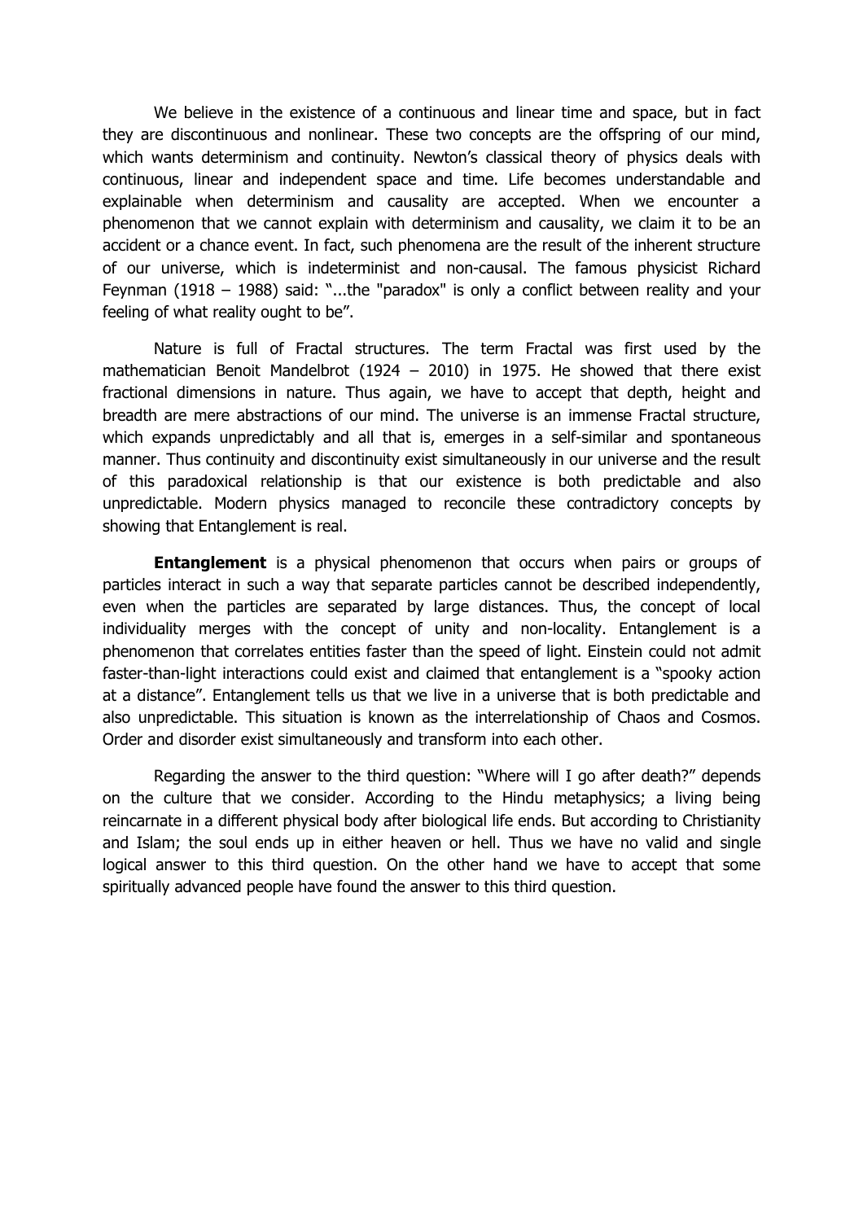We believe in the existence of a continuous and linear time and space, but in fact they are discontinuous and nonlinear. These two concepts are the offspring of our mind, which wants determinism and continuity. Newton's classical theory of physics deals with continuous, linear and independent space and time. Life becomes understandable and explainable when determinism and causality are accepted. When we encounter a phenomenon that we cannot explain with determinism and causality, we claim it to be an accident or a chance event. In fact, such phenomena are the result of the inherent structure of our universe, which is indeterminist and non-causal. The famous physicist Richard Feynman (1918 – 1988) said: "...the "paradox" is only a conflict between reality and your feeling of what reality ought to be".

Nature is full of Fractal structures. The term Fractal was first used by the mathematician Benoit Mandelbrot (1924 – 2010) in 1975. He showed that there exist fractional dimensions in nature. Thus again, we have to accept that depth, height and breadth are mere abstractions of our mind. The universe is an immense Fractal structure, which expands unpredictably and all that is, emerges in a self-similar and spontaneous manner. Thus continuity and discontinuity exist simultaneously in our universe and the result of this paradoxical relationship is that our existence is both predictable and also unpredictable. Modern physics managed to reconcile these contradictory concepts by showing that Entanglement is real.

**Entanglement** is a physical phenomenon that occurs when pairs or groups of particles interact in such a way that separate particles cannot be described independently, even when the particles are separated by large distances. Thus, the concept of local individuality merges with the concept of unity and non-locality. Entanglement is a phenomenon that correlates entities faster than the speed of light. Einstein could not admit faster-than-light interactions could exist and claimed that entanglement is a "spooky action at a distance". Entanglement tells us that we live in a universe that is both predictable and also unpredictable. This situation is known as the interrelationship of Chaos and Cosmos. Order and disorder exist simultaneously and transform into each other.

Regarding the answer to the third question: "Where will I go after death?" depends on the culture that we consider. According to the Hindu metaphysics; a living being reincarnate in a different physical body after biological life ends. But according to Christianity and Islam; the soul ends up in either heaven or hell. Thus we have no valid and single logical answer to this third question. On the other hand we have to accept that some spiritually advanced people have found the answer to this third question.